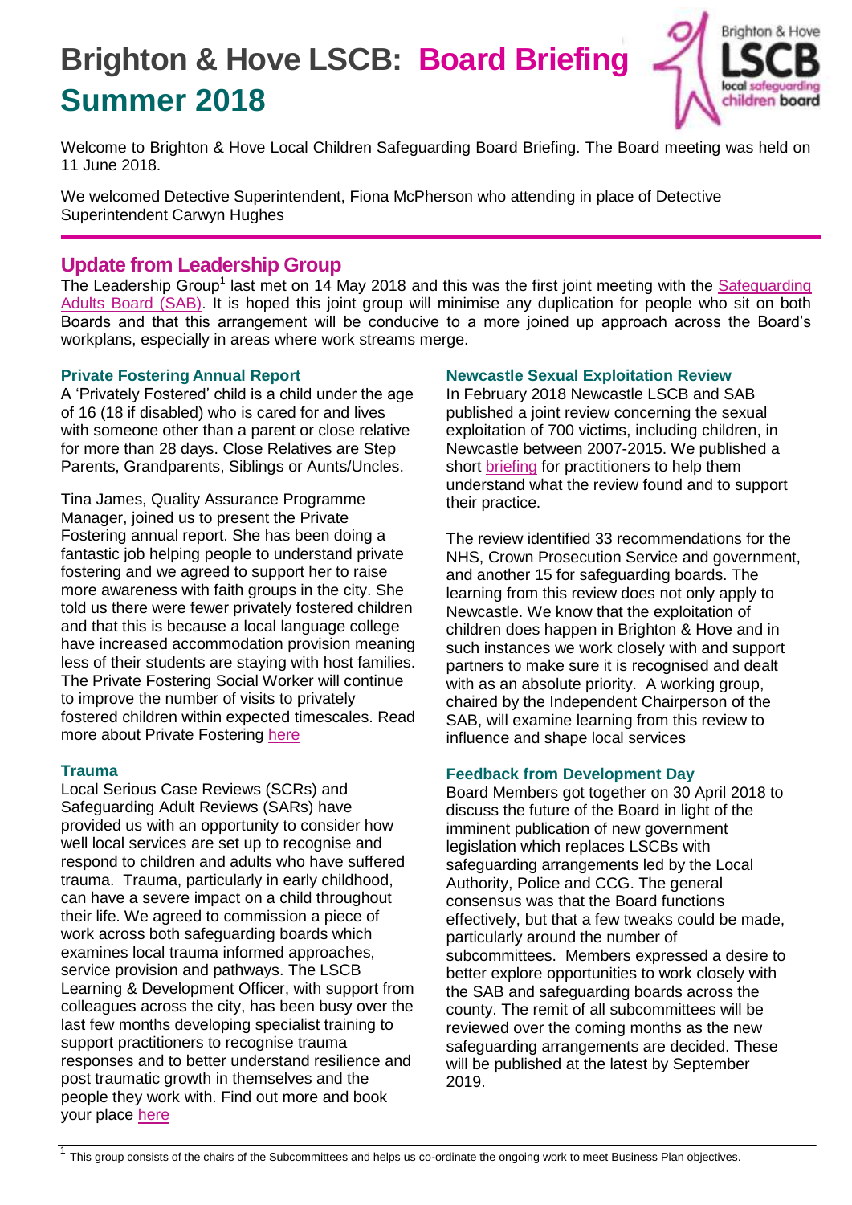# Brighton & Hove LSCB: Board Briefing Summer 2018

Welcome to Brighton & Hove Local Children Safeguarding Board Briefing. The Board meeting was held on 11 June 2018.

We welcomed Detective Superintendent, Fiona McPherson who attending in place of Detective Superintendent Carwyn Hughes

## Update from Leadership Group

The Leadership Group[1] last met on 14 May 2018 and this was the first joint meeting with the Safeguarding Adults Board (SAB). It is hoped this joint group will minimise any duplication for people who sit on both Boards and that this arrangement will be conducive to a more joined up approach across the Board's workplans, especially in areas where work streams merge.

### Private Fostering Annual Report

A 'Privately Fostered' child is a child under the age of 16 (18 if disabled) who is cared for and lives with someone other than a parent or close relative for more than 28 days. Close Relatives are Step Parents, Grandparents, Siblings or Aunts/Uncles.

Tina James, Quality Assurance Programme Manager, joined us to present the Private Fostering annual report. She has been doing a fantastic job helping people to understand private fostering and we agreed to support her to raise more awareness with faith groups in the city. She told us there were fewer privately fostered children and that this is because a local language college have increased accommodation provision meaning less of their students are staying with host families. The Private Fostering Social Worker will continue to improve the number of visits to privately fostered children within expected timescales. Read more about Private Fostering here

### Trauma

Local Serious Case Reviews (SCRs) and Safeguarding Adult Reviews (SARs) have provided us with an opportunity to consider how well local services are set up to recognise and respond to children and adults who have suffered trauma. Trauma, particularly in early childhood, can have a severe impact on a child throughout their life. We agreed to commission a piece of work across both safeguarding boards which examines local trauma informed approaches, service provision and pathways. The LSCB Learning & Development Officer, with support from colleagues across the city, has been busy over the last few months developing specialist training to support practitioners to recognise trauma responses and to better understand resilience and post traumatic growth in themselves and the people they work with. Find out more and book your place here

### Newcastle Sexual Exploitation Review

In February 2018 Newcastle LSCB and SAB published a joint review concerning the sexual exploitation of 700 victims, including children, in Newcastle between 2007-2015. We published a short briefing for practitioners to help them understand what the review found and to support their practice.

The review identified 33 recommendations for the NHS, Crown Prosecution Service and government, and another 15 for safeguarding boards. The learning from this review does not only apply to Newcastle. We know that the exploitation of children does happen in Brighton & Hove and in such instances we work closely with and support partners to make sure it is recognised and dealt with as an absolute priority. A working group, chaired by the Independent Chairperson of the SAB, will examine learning from this review to influence and shape local services

### Feedback from Development Day

Board Members got together on 30 April 2018 to discuss the future of the Board in light of the imminent publication of new government legislation which replaces LSCBs with safeguarding arrangements led by the Local Authority, Police and CCG. The general consensus was that the Board functions effectively, but that a few tweaks could be made, particularly around the number of subcommittees. Members expressed a desire to better explore opportunities to work closely with the SAB and safeguarding boards across the county. The remit of all subcommittees will be reviewed over the coming months as the new safeguarding arrangements are decided. These will be published at the latest by September 2019.

---

[1] This group consists of the chairs of the Subcommittees and helps us co-ordinate the ongoing work to meet Business Plan objectives.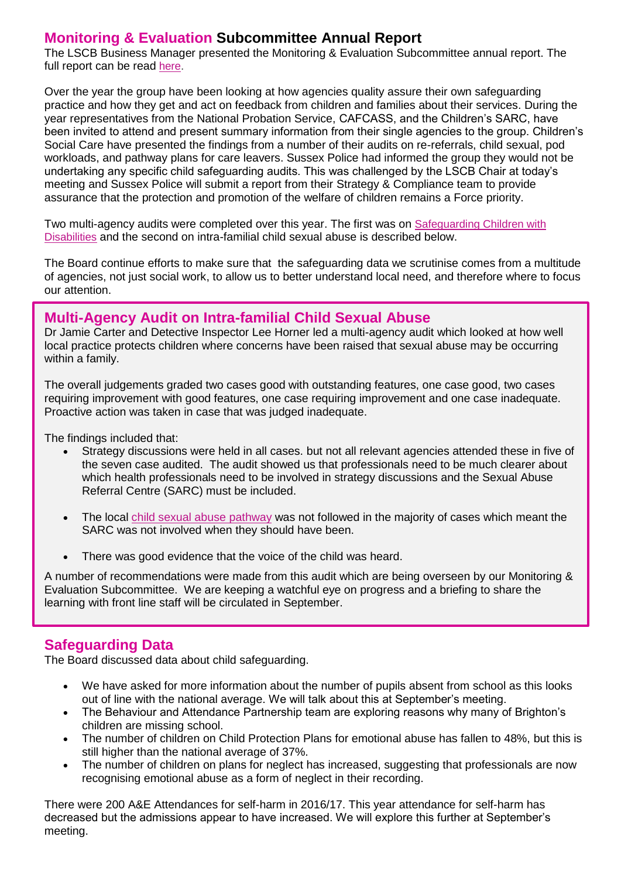## Monitoring & Evaluation Subcommittee Annual Report

The LSCB Business Manager presented the Monitoring & Evaluation Subcommittee annual report. The full report can be read here.

Over the year the group have been looking at how agencies quality assure their own safeguarding practice and how they get and act on feedback from children and families about their services. During the year representatives from the National Probation Service, CAFCASS, and the Children's SARC, have been invited to attend and present summary information from their single agencies to the group. Children's Social Care have presented the findings from a number of their audits on re-referrals, child sexual, pod workloads, and pathway plans for care leavers. Sussex Police had informed the group they would not be undertaking any specific child safeguarding audits. This was challenged by the LSCB Chair at today's meeting and Sussex Police will submit a report from their Strategy & Compliance team to provide assurance that the protection and promotion of the welfare of children remains a Force priority.

Two multi-agency audits were completed over this year. The first was on Safeguarding Children with Disabilities and the second on intra-familial child sexual abuse is described below.

The Board continue efforts to make sure that the safeguarding data we scrutinise comes from a multitude of agencies, not just social work, to allow us to better understand local need, and therefore where to focus our attention.

### Multi-Agency Audit on Intra-familial Child Sexual Abuse

Dr Jamie Carter and Detective Inspector Lee Horner led a multi-agency audit which looked at how well local practice protects children where concerns have been raised that sexual abuse may be occurring within a family.

The overall judgements graded two cases good with outstanding features, one case good, two cases requiring improvement with good features, one case requiring improvement and one case inadequate. Proactive action was taken in case that was judged inadequate.

The findings included that:

- Strategy discussions were held in all cases. but not all relevant agencies attended these in five of the seven case audited. The audit showed us that professionals need to be much clearer about which health professionals need to be involved in strategy discussions and the Sexual Abuse Referral Centre (SARC) must be included.
- The local child sexual abuse pathway was not followed in the majority of cases which meant the SARC was not involved when they should have been.
- There was good evidence that the voice of the child was heard.

A number of recommendations were made from this audit which are being overseen by our Monitoring & Evaluation Subcommittee. We are keeping a watchful eye on progress and a briefing to share the learning with front line staff will be circulated in September.

## Safeguarding Data

The Board discussed data about child safeguarding.

- We have asked for more information about the number of pupils absent from school as this looks out of line with the national average. We will talk about this at September's meeting.
- The Behaviour and Attendance Partnership team are exploring reasons why many of Brighton's children are missing school.
- The number of children on Child Protection Plans for emotional abuse has fallen to 48%, but this is still higher than the national average of 37%.
- The number of children on plans for neglect has increased, suggesting that professionals are now recognising emotional abuse as a form of neglect in their recording.

There were 200 A&E Attendances for self-harm in 2016/17. This year attendance for self-harm has decreased but the admissions appear to have increased. We will explore this further at September's meeting.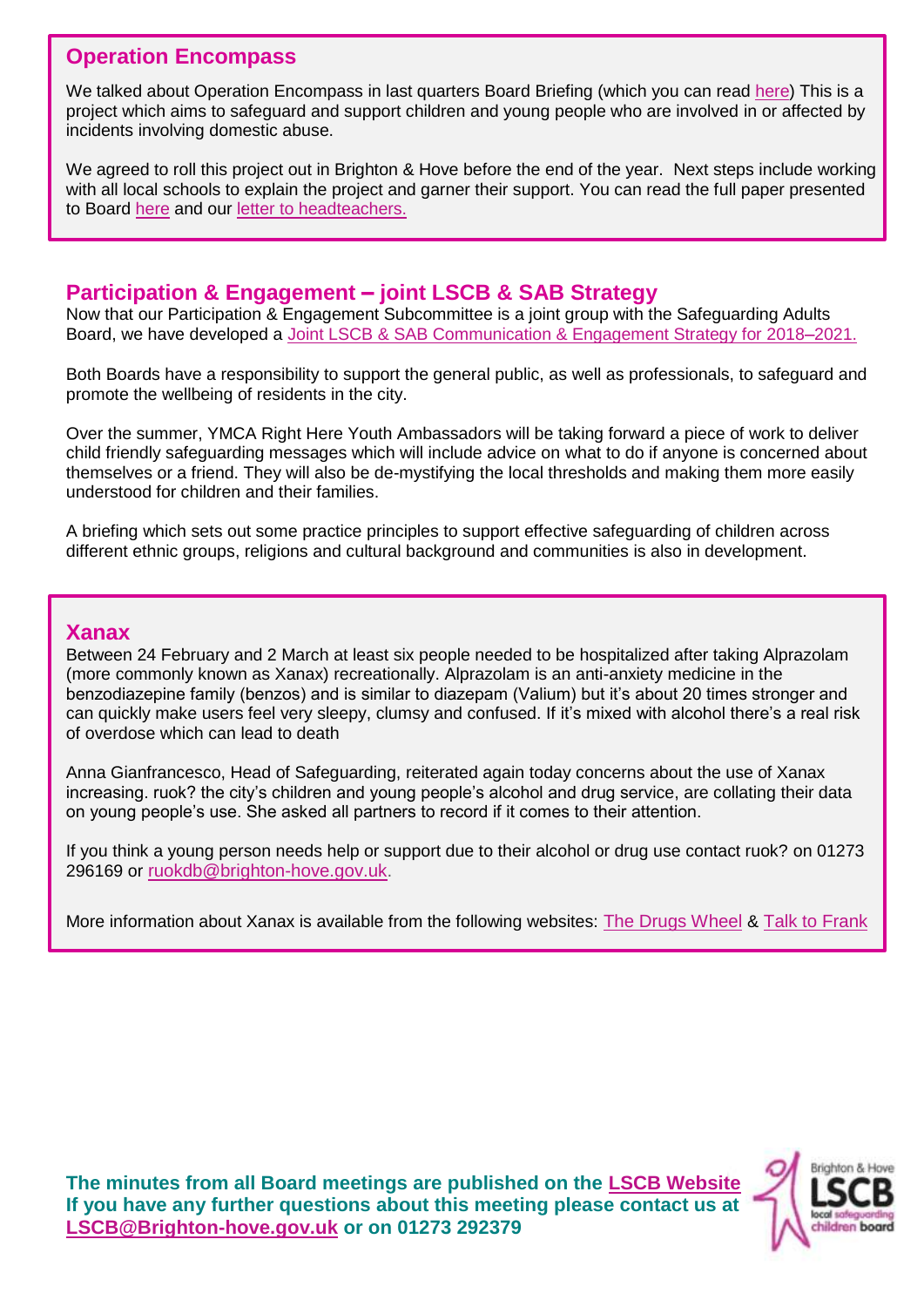## Operation Encompass

We talked about Operation Encompass in last quarters Board Briefing (which you can read here) This is a project which aims to safeguard and support children and young people who are involved in or affected by incidents involving domestic abuse.

We agreed to roll this project out in Brighton & Hove before the end of the year. Next steps include working with all local schools to explain the project and garner their support. You can read the full paper presented to Board here and our letter to headteachers.

## Participation & Engagement – joint LSCB & SAB Strategy

Now that our Participation & Engagement Subcommittee is a joint group with the Safeguarding Adults Board, we have developed a Joint LSCB & SAB Communication & Engagement Strategy for 2018–2021.

Both Boards have a responsibility to support the general public, as well as professionals, to safeguard and promote the wellbeing of residents in the city.

Over the summer, YMCA Right Here Youth Ambassadors will be taking forward a piece of work to deliver child friendly safeguarding messages which will include advice on what to do if anyone is concerned about themselves or a friend. They will also be de-mystifying the local thresholds and making them more easily understood for children and their families.

A briefing which sets out some practice principles to support effective safeguarding of children across different ethnic groups, religions and cultural background and communities is also in development.

## Xanax

Between 24 February and 2 March at least six people needed to be hospitalized after taking Alprazolam (more commonly known as Xanax) recreationally. Alprazolam is an anti-anxiety medicine in the benzodiazepine family (benzos) and is similar to diazepam (Valium) but it's about 20 times stronger and can quickly make users feel very sleepy, clumsy and confused. If it's mixed with alcohol there's a real risk of overdose which can lead to death

Anna Gianfrancesco, Head of Safeguarding, reiterated again today concerns about the use of Xanax increasing. ruok? the city's children and young people's alcohol and drug service, are collating their data on young people's use. She asked all partners to record if it comes to their attention.

If you think a young person needs help or support due to their alcohol or drug use contact ruok? on 01273 296169 or ruokdb@brighton-hove.gov.uk.

More information about Xanax is available from the following websites: The Drugs Wheel & Talk to Frank

**The minutes from all Board meetings are published on the LSCB Website**
**If you have any further questions about this meeting please contact us at LSCB@Brighton-hove.gov.uk or on 01273 292379**

Brighton & Hove LSCB local safeguarding children board